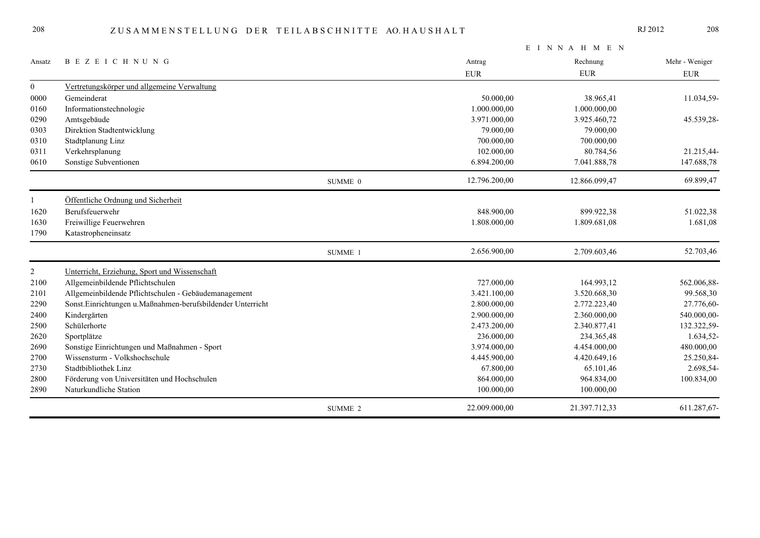# ZUSAMMENSTELLUNG DER TEILABSCHNITTE AO.HAUSHALT

RJ 2012

| Ansatz | BEZEICHNUNG | | EINNAHMEN Antrag EUR | Rechnung EUR | Mehr - Weniger EUR |
|---|---|---|---|---|---|
| 0 | Vertretungskörper und allgemeine Verwaltung | | | | |
| 0000 | Gemeinderat | | 50.000,00 | 38.965,41 | 11.034,59- |
| 0160 | Informationstechnologie | | 1.000.000,00 | 1.000.000,00 | |
| 0290 | Amtsgebäude | | 3.971.000,00 | 3.925.460,72 | 45.539,28- |
| 0303 | Direktion Stadtentwicklung | | 79.000,00 | 79.000,00 | |
| 0310 | Stadtplanung Linz | | 700.000,00 | 700.000,00 | |
| 0311 | Verkehrsplanung | | 102.000,00 | 80.784,56 | 21.215,44- |
| 0610 | Sonstige Subventionen | | 6.894.200,00 | 7.041.888,78 | 147.688,78 |
| | | SUMME 0 | 12.796.200,00 | 12.866.099,47 | 69.899,47 |
| 1 | Öffentliche Ordnung und Sicherheit | | | | |
| 1620 | Berufsfeuerwehr | | 848.900,00 | 899.922,38 | 51.022,38 |
| 1630 | Freiwillige Feuerwehren | | 1.808.000,00 | 1.809.681,08 | 1.681,08 |
| 1790 | Katastropheneinsatz | | | | |
| | | SUMME 1 | 2.656.900,00 | 2.709.603,46 | 52.703,46 |
| 2 | Unterricht, Erziehung, Sport und Wissenschaft | | | | |
| 2100 | Allgemeinbildende Pflichtschulen | | 727.000,00 | 164.993,12 | 562.006,88- |
| 2101 | Allgemeinbildende Pflichtschulen - Gebäudemanagement | | 3.421.100,00 | 3.520.668,30 | 99.568,30 |
| 2290 | Sonst.Einrichtungen u.Maßnahmen-berufsbildender Unterricht | | 2.800.000,00 | 2.772.223,40 | 27.776,60- |
| 2400 | Kindergärten | | 2.900.000,00 | 2.360.000,00 | 540.000,00- |
| 2500 | Schülerhorte | | 2.473.200,00 | 2.340.877,41 | 132.322,59- |
| 2620 | Sportplätze | | 236.000,00 | 234.365,48 | 1.634,52- |
| 2690 | Sonstige Einrichtungen und Maßnahmen - Sport | | 3.974.000,00 | 4.454.000,00 | 480.000,00 |
| 2700 | Wissensturm - Volkshochschule | | 4.445.900,00 | 4.420.649,16 | 25.250,84- |
| 2730 | Stadtbibliothek Linz | | 67.800,00 | 65.101,46 | 2.698,54- |
| 2800 | Förderung von Universitäten und Hochschulen | | 864.000,00 | 964.834,00 | 100.834,00 |
| 2890 | Naturkundliche Station | | 100.000,00 | 100.000,00 | |
| | | SUMME 2 | 22.009.000,00 | 21.397.712,33 | 611.287,67- |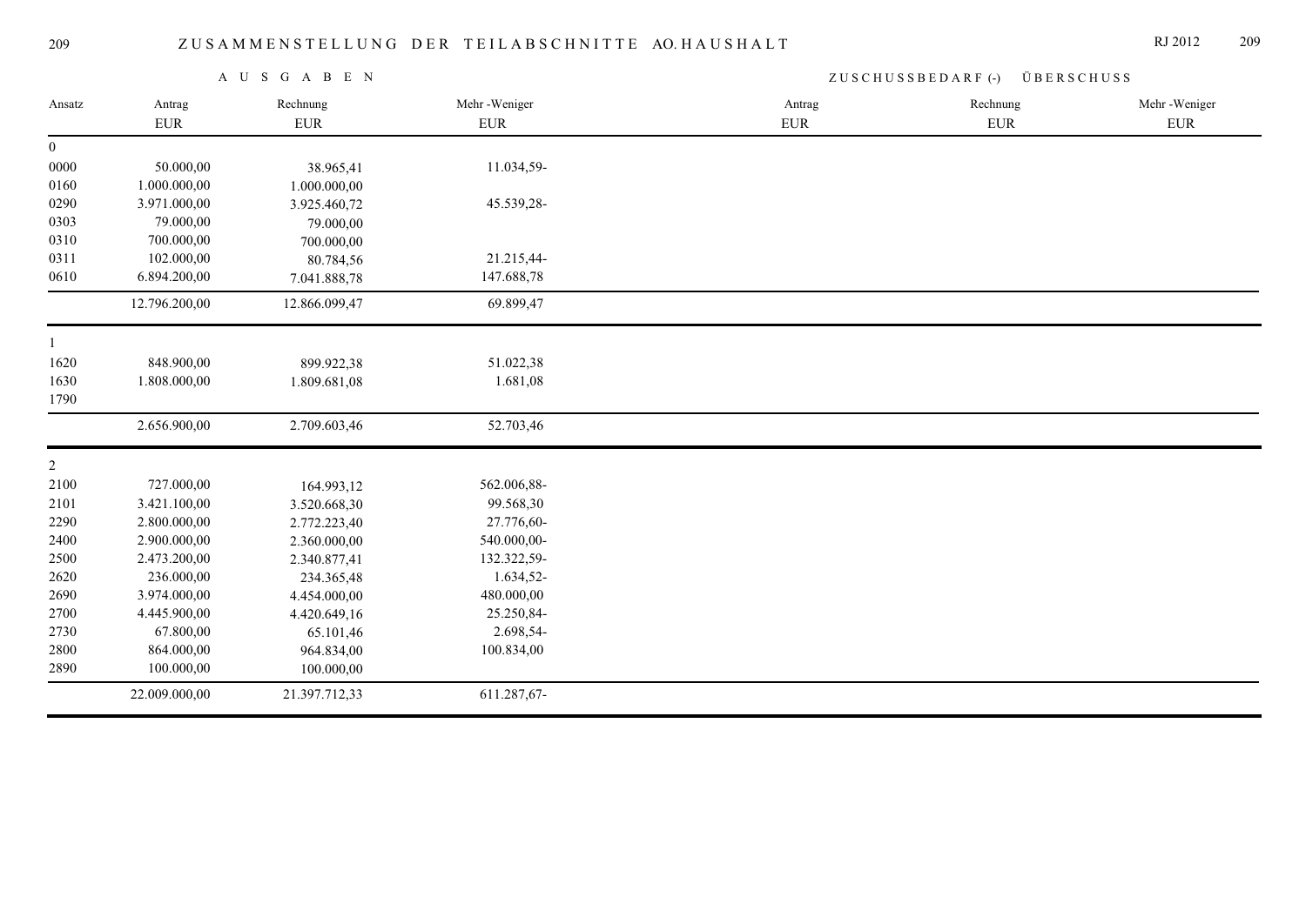# ZUSAMMENSTELLUNG DER TEILABSCHNITTE AO. HAUSHALT

| | AUSGABEN | | | ZUSCHUSSBEDARF (-) ÜBERSCHUSS | | |
|---|---|---|---|---|---|---|
| Ansatz | Antrag EUR | Rechnung EUR | Mehr -Weniger EUR | Antrag EUR | Rechnung EUR | Mehr -Weniger EUR |
| 0 | | | | | | |
| 0000 | 50.000,00 | 38.965,41 | 11.034,59- | | | |
| 0160 | 1.000.000,00 | 1.000.000,00 | | | | |
| 0290 | 3.971.000,00 | 3.925.460,72 | 45.539,28- | | | |
| 0303 | 79.000,00 | 79.000,00 | | | | |
| 0310 | 700.000,00 | 700.000,00 | | | | |
| 0311 | 102.000,00 | 80.784,56 | 21.215,44- | | | |
| 0610 | 6.894.200,00 | 7.041.888,78 | 147.688,78 | | | |
| | 12.796.200,00 | 12.866.099,47 | 69.899,47 | | | |
| 1 | | | | | | |
| 1620 | 848.900,00 | 899.922,38 | 51.022,38 | | | |
| 1630 | 1.808.000,00 | 1.809.681,08 | 1.681,08 | | | |
| 1790 | | | | | | |
| | 2.656.900,00 | 2.709.603,46 | 52.703,46 | | | |
| 2 | | | | | | |
| 2100 | 727.000,00 | 164.993,12 | 562.006,88- | | | |
| 2101 | 3.421.100,00 | 3.520.668,30 | 99.568,30 | | | |
| 2290 | 2.800.000,00 | 2.772.223,40 | 27.776,60- | | | |
| 2400 | 2.900.000,00 | 2.360.000,00 | 540.000,00- | | | |
| 2500 | 2.473.200,00 | 2.340.877,41 | 132.322,59- | | | |
| 2620 | 236.000,00 | 234.365,48 | 1.634,52- | | | |
| 2690 | 3.974.000,00 | 4.454.000,00 | 480.000,00 | | | |
| 2700 | 4.445.900,00 | 4.420.649,16 | 25.250,84- | | | |
| 2730 | 67.800,00 | 65.101,46 | 2.698,54- | | | |
| 2800 | 864.000,00 | 964.834,00 | 100.834,00 | | | |
| 2890 | 100.000,00 | 100.000,00 | | | | |
| | 22.009.000,00 | 21.397.712,33 | 611.287,67- | | | |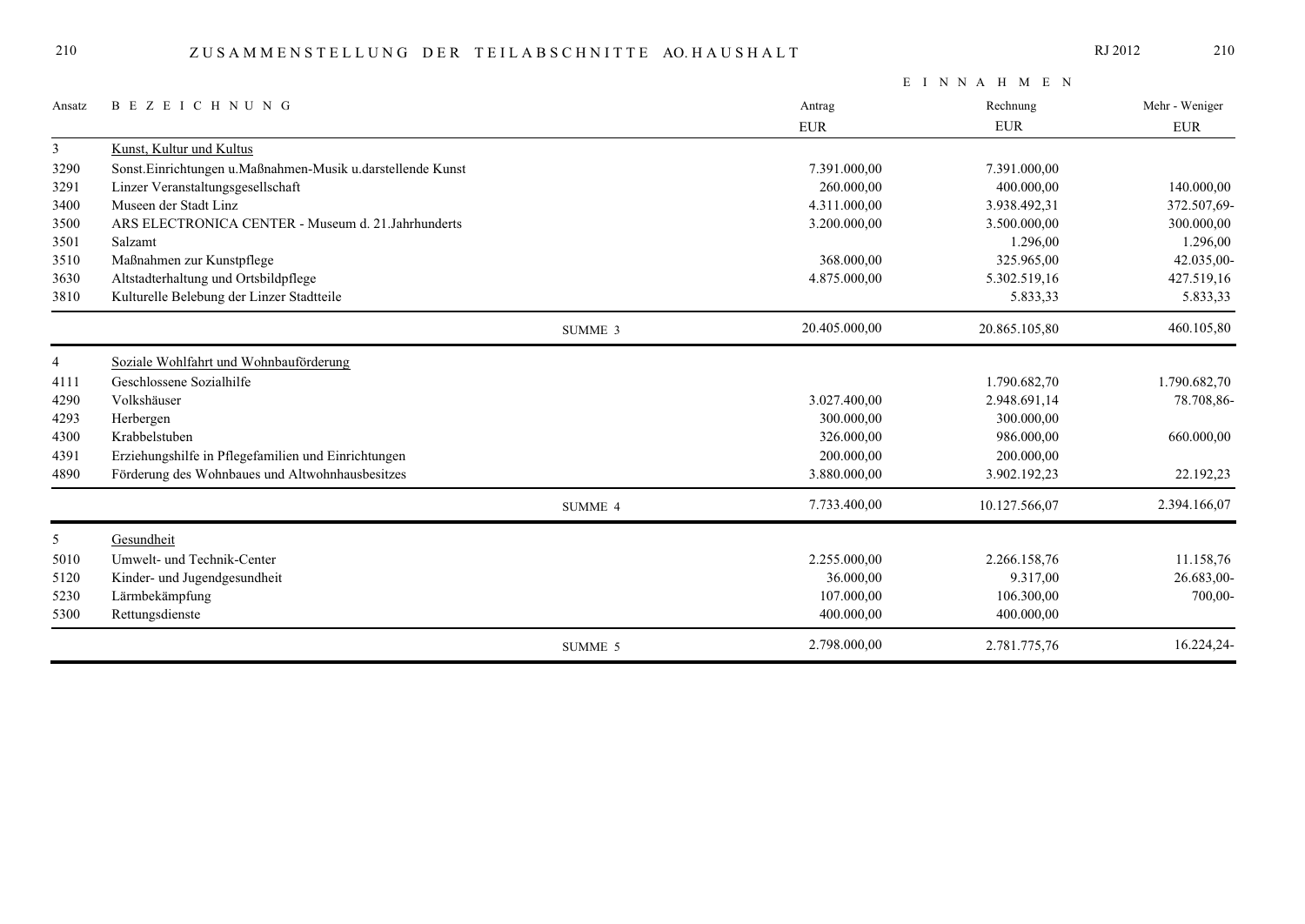# ZUSAMMENSTELLUNG DER TEILABSCHNITTE AO.HAUSHALT

RJ 2012

| Ansatz | BEZEICHNUNG | | EINNAHMEN Antrag EUR | Rechnung EUR | Mehr - Weniger EUR |
|---|---|---|---|---|---|
| 3 | Kunst, Kultur und Kultus | | | | |
| 3290 | Sonst.Einrichtungen u.Maßnahmen-Musik u.darstellende Kunst | | 7.391.000,00 | 7.391.000,00 | |
| 3291 | Linzer Veranstaltungsgesellschaft | | 260.000,00 | 400.000,00 | 140.000,00 |
| 3400 | Museen der Stadt Linz | | 4.311.000,00 | 3.938.492,31 | 372.507,69- |
| 3500 | ARS ELECTRONICA CENTER - Museum d. 21.Jahrhunderts | | 3.200.000,00 | 3.500.000,00 | 300.000,00 |
| 3501 | Salzamt | | | 1.296,00 | 1.296,00 |
| 3510 | Maßnahmen zur Kunstpflege | | 368.000,00 | 325.965,00 | 42.035,00- |
| 3630 | Altstadterhaltung und Ortsbildpflege | | 4.875.000,00 | 5.302.519,16 | 427.519,16 |
| 3810 | Kulturelle Belebung der Linzer Stadtteile | | | 5.833,33 | 5.833,33 |
| | | SUMME 3 | 20.405.000,00 | 20.865.105,80 | 460.105,80 |
| 4 | Soziale Wohlfahrt und Wohnbauförderung | | | | |
| 4111 | Geschlossene Sozialhilfe | | | 1.790.682,70 | 1.790.682,70 |
| 4290 | Volkshäuser | | 3.027.400,00 | 2.948.691,14 | 78.708,86- |
| 4293 | Herbergen | | 300.000,00 | 300.000,00 | |
| 4300 | Krabbelstuben | | 326.000,00 | 986.000,00 | 660.000,00 |
| 4391 | Erziehungshilfe in Pflegefamilien und Einrichtungen | | 200.000,00 | 200.000,00 | |
| 4890 | Förderung des Wohnbaues und Altwohnhausbesitzes | | 3.880.000,00 | 3.902.192,23 | 22.192,23 |
| | | SUMME 4 | 7.733.400,00 | 10.127.566,07 | 2.394.166,07 |
| 5 | Gesundheit | | | | |
| 5010 | Umwelt- und Technik-Center | | 2.255.000,00 | 2.266.158,76 | 11.158,76 |
| 5120 | Kinder- und Jugendgesundheit | | 36.000,00 | 9.317,00 | 26.683,00- |
| 5230 | Lärmbekämpfung | | 107.000,00 | 106.300,00 | 700,00- |
| 5300 | Rettungsdienste | | 400.000,00 | 400.000,00 | |
| | | SUMME 5 | 2.798.000,00 | 2.781.775,76 | 16.224,24- |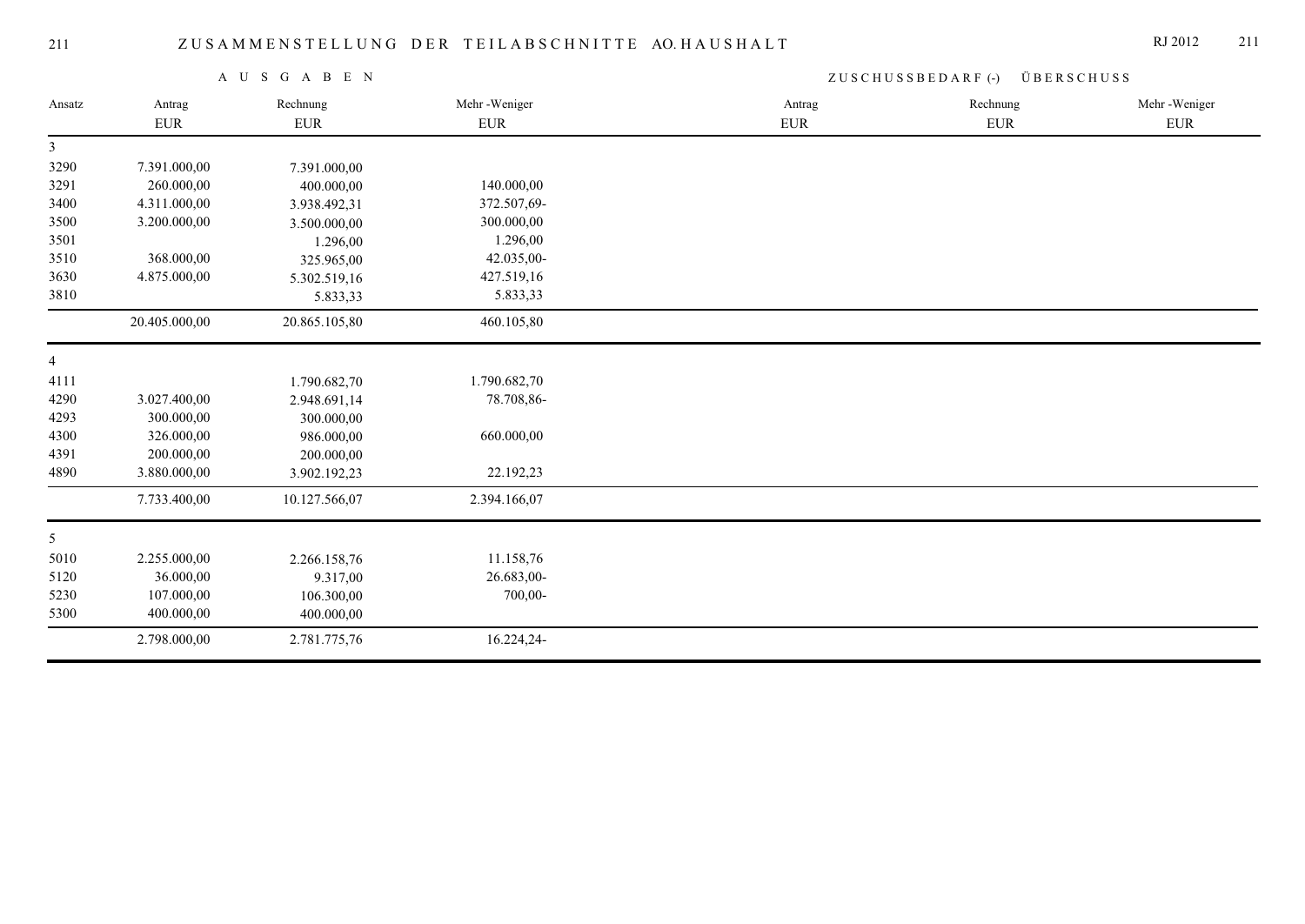# ZUSAMMENSTELLUNG DER TEILABSCHNITTE AO. HAUSHALT

RJ 2012

| | AUSGABEN | | | ZUSCHUSSBEDARF (-) ÜBERSCHUSS | | |
|---|---|---|---|---|---|---|
| Ansatz | Antrag<br>EUR | Rechnung<br>EUR | Mehr -Weniger<br>EUR | Antrag<br>EUR | Rechnung<br>EUR | Mehr -Weniger<br>EUR |
| 3 | | | | | | |
| 3290 | 7.391.000,00 | 7.391.000,00 | | | | |
| 3291 | 260.000,00 | 400.000,00 | 140.000,00 | | | |
| 3400 | 4.311.000,00 | 3.938.492,31 | 372.507,69- | | | |
| 3500 | 3.200.000,00 | 3.500.000,00 | 300.000,00 | | | |
| 3501 | | 1.296,00 | 1.296,00 | | | |
| 3510 | 368.000,00 | 325.965,00 | 42.035,00- | | | |
| 3630 | 4.875.000,00 | 5.302.519,16 | 427.519,16 | | | |
| 3810 | | 5.833,33 | 5.833,33 | | | |
| | 20.405.000,00 | 20.865.105,80 | 460.105,80 | | | |
| 4 | | | | | | |
| 4111 | | 1.790.682,70 | 1.790.682,70 | | | |
| 4290 | 3.027.400,00 | 2.948.691,14 | 78.708,86- | | | |
| 4293 | 300.000,00 | 300.000,00 | | | | |
| 4300 | 326.000,00 | 986.000,00 | 660.000,00 | | | |
| 4391 | 200.000,00 | 200.000,00 | | | | |
| 4890 | 3.880.000,00 | 3.902.192,23 | 22.192,23 | | | |
| | 7.733.400,00 | 10.127.566,07 | 2.394.166,07 | | | |
| 5 | | | | | | |
| 5010 | 2.255.000,00 | 2.266.158,76 | 11.158,76 | | | |
| 5120 | 36.000,00 | 9.317,00 | 26.683,00- | | | |
| 5230 | 107.000,00 | 106.300,00 | 700,00- | | | |
| 5300 | 400.000,00 | 400.000,00 | | | | |
| | 2.798.000,00 | 2.781.775,76 | 16.224,24- | | | |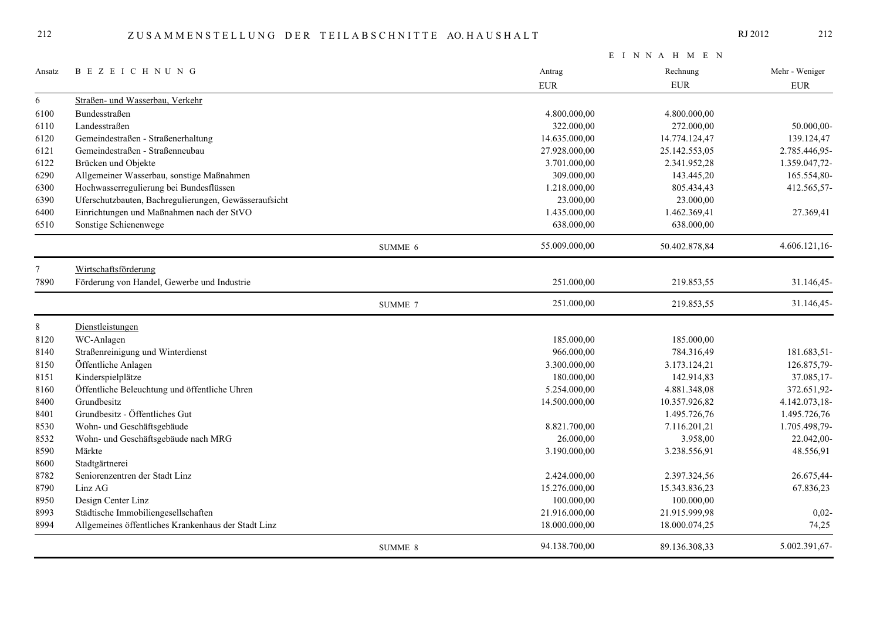# ZUSAMMENSTELLUNG DER TEILABSCHNITTE AO.HAUSHALT

RJ 2012

| Ansatz | BEZEICHNUNG | | Antrag EUR | Rechnung EUR | Mehr - Weniger EUR |
|---|---|---|---|---|---|
| | | | **EINNAHMEN** | | |
| 6 | Straßen- und Wasserbau, Verkehr | | | | |
| 6100 | Bundesstraßen | | 4.800.000,00 | 4.800.000,00 | |
| 6110 | Landesstraßen | | 322.000,00 | 272.000,00 | 50.000,00- |
| 6120 | Gemeindestraßen - Straßenerhaltung | | 14.635.000,00 | 14.774.124,47 | 139.124,47 |
| 6121 | Gemeindestraßen - Straßenneubau | | 27.928.000,00 | 25.142.553,05 | 2.785.446,95- |
| 6122 | Brücken und Objekte | | 3.701.000,00 | 2.341.952,28 | 1.359.047,72- |
| 6290 | Allgemeiner Wasserbau, sonstige Maßnahmen | | 309.000,00 | 143.445,20 | 165.554,80- |
| 6300 | Hochwasserregulierung bei Bundesflüssen | | 1.218.000,00 | 805.434,43 | 412.565,57- |
| 6390 | Uferschutzbauten, Bachregulierungen, Gewässeraufsicht | | 23.000,00 | 23.000,00 | |
| 6400 | Einrichtungen und Maßnahmen nach der StVO | | 1.435.000,00 | 1.462.369,41 | 27.369,41 |
| 6510 | Sonstige Schienenwege | | 638.000,00 | 638.000,00 | |
| | | SUMME 6 | 55.009.000,00 | 50.402.878,84 | 4.606.121,16- |
| 7 | Wirtschaftsförderung | | | | |
| 7890 | Förderung von Handel, Gewerbe und Industrie | | 251.000,00 | 219.853,55 | 31.146,45- |
| | | SUMME 7 | 251.000,00 | 219.853,55 | 31.146,45- |
| 8 | Dienstleistungen | | | | |
| 8120 | WC-Anlagen | | 185.000,00 | 185.000,00 | |
| 8140 | Straßenreinigung und Winterdienst | | 966.000,00 | 784.316,49 | 181.683,51- |
| 8150 | Öffentliche Anlagen | | 3.300.000,00 | 3.173.124,21 | 126.875,79- |
| 8151 | Kinderspielplätze | | 180.000,00 | 142.914,83 | 37.085,17- |
| 8160 | Öffentliche Beleuchtung und öffentliche Uhren | | 5.254.000,00 | 4.881.348,08 | 372.651,92- |
| 8400 | Grundbesitz | | 14.500.000,00 | 10.357.926,82 | 4.142.073,18- |
| 8401 | Grundbesitz - Öffentliches Gut | | | 1.495.726,76 | 1.495.726,76 |
| 8530 | Wohn- und Geschäftsgebäude | | 8.821.700,00 | 7.116.201,21 | 1.705.498,79- |
| 8532 | Wohn- und Geschäftsgebäude nach MRG | | 26.000,00 | 3.958,00 | 22.042,00- |
| 8590 | Märkte | | 3.190.000,00 | 3.238.556,91 | 48.556,91 |
| 8600 | Stadtgärtnerei | | | | |
| 8782 | Seniorenzentren der Stadt Linz | | 2.424.000,00 | 2.397.324,56 | 26.675,44- |
| 8790 | Linz AG | | 15.276.000,00 | 15.343.836,23 | 67.836,23 |
| 8950 | Design Center Linz | | 100.000,00 | 100.000,00 | |
| 8993 | Städtische Immobiliengesellschaften | | 21.916.000,00 | 21.915.999,98 | 0,02- |
| 8994 | Allgemeines öffentliches Krankenhaus der Stadt Linz | | 18.000.000,00 | 18.000.074,25 | 74,25 |
| | | SUMME 8 | 94.138.700,00 | 89.136.308,33 | 5.002.391,67- |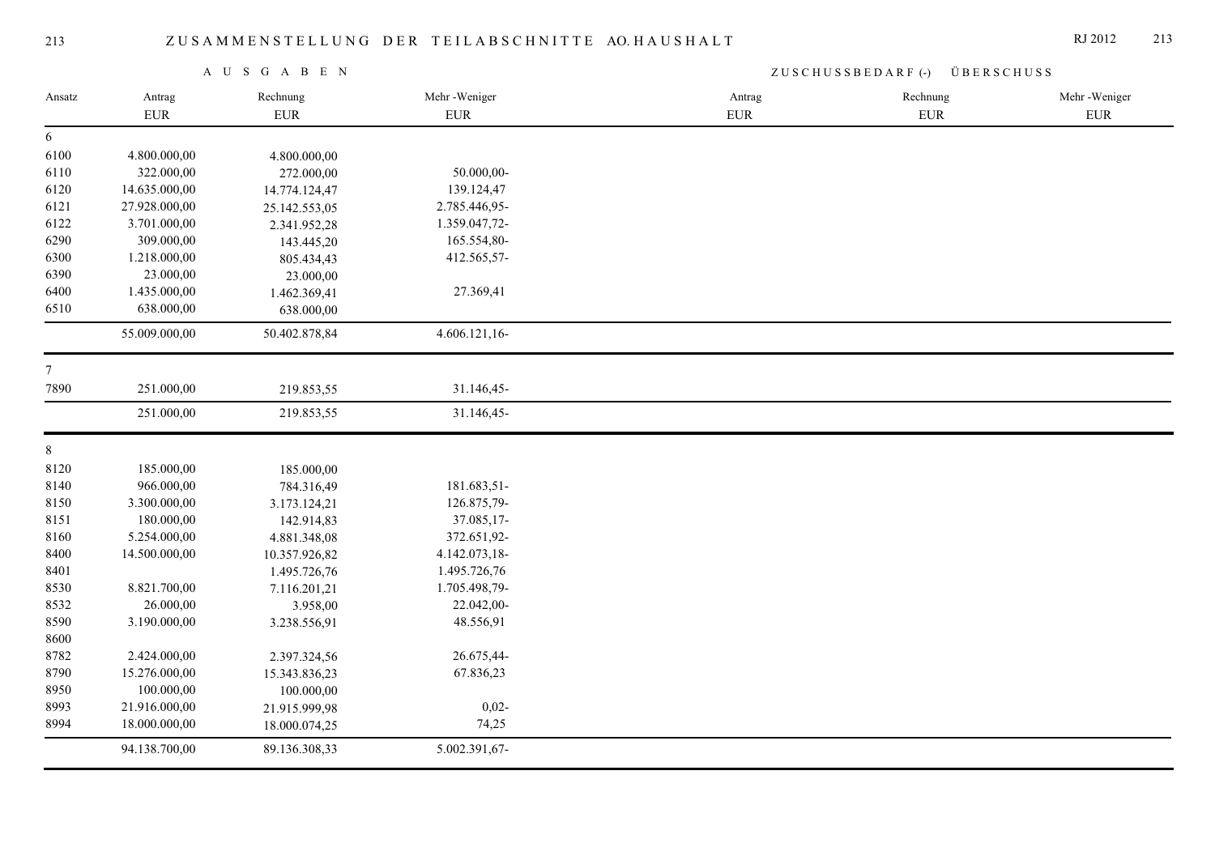# ZUSAMMENSTELLUNG DER TEILABSCHNITTE AO.HAUSHALT

RJ 2012

| | AUSGABEN | | | ZUSCHUSSBEDARF (-) ÜBERSCHUSS | | |
|---|---|---|---|---|---|---|
| Ansatz | Antrag EUR | Rechnung EUR | Mehr -Weniger EUR | Antrag EUR | Rechnung EUR | Mehr -Weniger EUR |
| 6 | | | | | | |
| 6100 | 4.800.000,00 | 4.800.000,00 | | | | |
| 6110 | 322.000,00 | 272.000,00 | 50.000,00- | | | |
| 6120 | 14.635.000,00 | 14.774.124,47 | 139.124,47 | | | |
| 6121 | 27.928.000,00 | 25.142.553,05 | 2.785.446,95- | | | |
| 6122 | 3.701.000,00 | 2.341.952,28 | 1.359.047,72- | | | |
| 6290 | 309.000,00 | 143.445,20 | 165.554,80- | | | |
| 6300 | 1.218.000,00 | 805.434,43 | 412.565,57- | | | |
| 6390 | 23.000,00 | 23.000,00 | | | | |
| 6400 | 1.435.000,00 | 1.462.369,41 | 27.369,41 | | | |
| 6510 | 638.000,00 | 638.000,00 | | | | |
| | 55.009.000,00 | 50.402.878,84 | 4.606.121,16- | | | |
| 7 | | | | | | |
| 7890 | 251.000,00 | 219.853,55 | 31.146,45- | | | |
| | 251.000,00 | 219.853,55 | 31.146,45- | | | |
| 8 | | | | | | |
| 8120 | 185.000,00 | 185.000,00 | | | | |
| 8140 | 966.000,00 | 784.316,49 | 181.683,51- | | | |
| 8150 | 3.300.000,00 | 3.173.124,21 | 126.875,79- | | | |
| 8151 | 180.000,00 | 142.914,83 | 37.085,17- | | | |
| 8160 | 5.254.000,00 | 4.881.348,08 | 372.651,92- | | | |
| 8400 | 14.500.000,00 | 10.357.926,82 | 4.142.073,18- | | | |
| 8401 | | 1.495.726,76 | 1.495.726,76 | | | |
| 8530 | 8.821.700,00 | 7.116.201,21 | 1.705.498,79- | | | |
| 8532 | 26.000,00 | 3.958,00 | 22.042,00- | | | |
| 8590 | 3.190.000,00 | 3.238.556,91 | 48.556,91 | | | |
| 8600 | | | | | | |
| 8782 | 2.424.000,00 | 2.397.324,56 | 26.675,44- | | | |
| 8790 | 15.276.000,00 | 15.343.836,23 | 67.836,23 | | | |
| 8950 | 100.000,00 | 100.000,00 | | | | |
| 8993 | 21.916.000,00 | 21.915.999,98 | 0,02- | | | |
| 8994 | 18.000.000,00 | 18.000.074,25 | 74,25 | | | |
| | 94.138.700,00 | 89.136.308,33 | 5.002.391,67- | | | |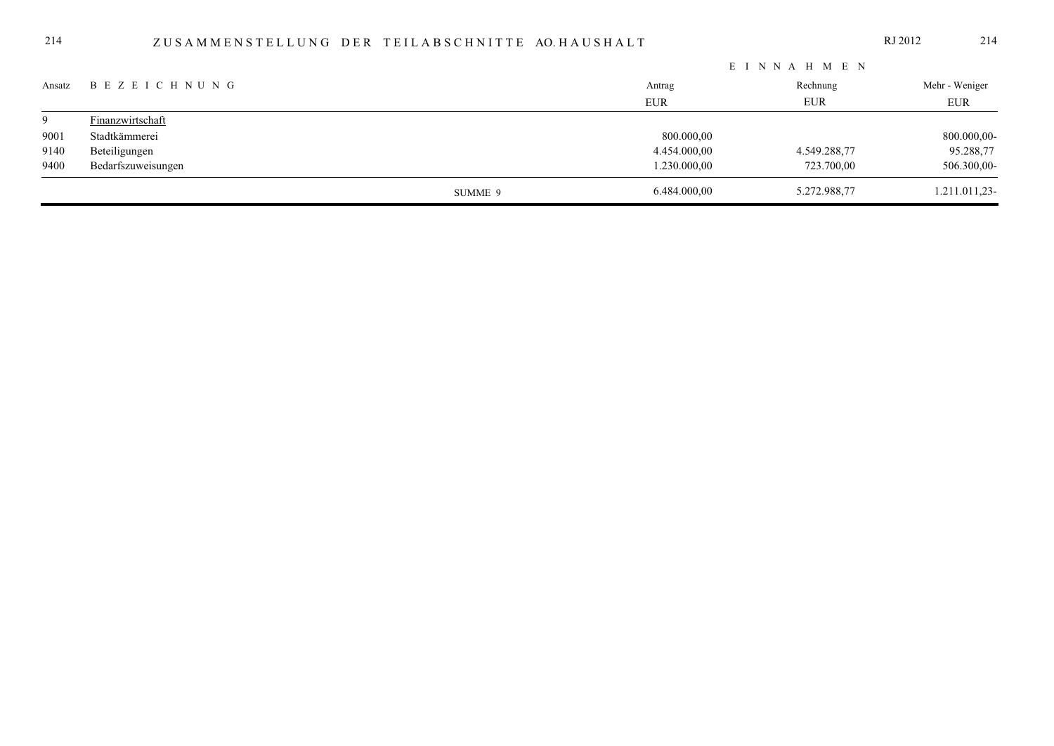# ZUSAMMENSTELLUNG DER TEILABSCHNITTE AO.HAUSHALT

RJ 2012

| Ansatz | BEZEICHNUNG | | EINNAHMEN Antrag EUR | Rechnung EUR | Mehr - Weniger EUR |
|---|---|---|---|---|---|
| 9 | Finanzwirtschaft | | | | |
| 9001 | Stadtkämmerei | | 800.000,00 | | 800.000,00- |
| 9140 | Beteiligungen | | 4.454.000,00 | 4.549.288,77 | 95.288,77 |
| 9400 | Bedarfszuweisungen | | 1.230.000,00 | 723.700,00 | 506.300,00- |
| | | SUMME 9 | 6.484.000,00 | 5.272.988,77 | 1.211.011,23- |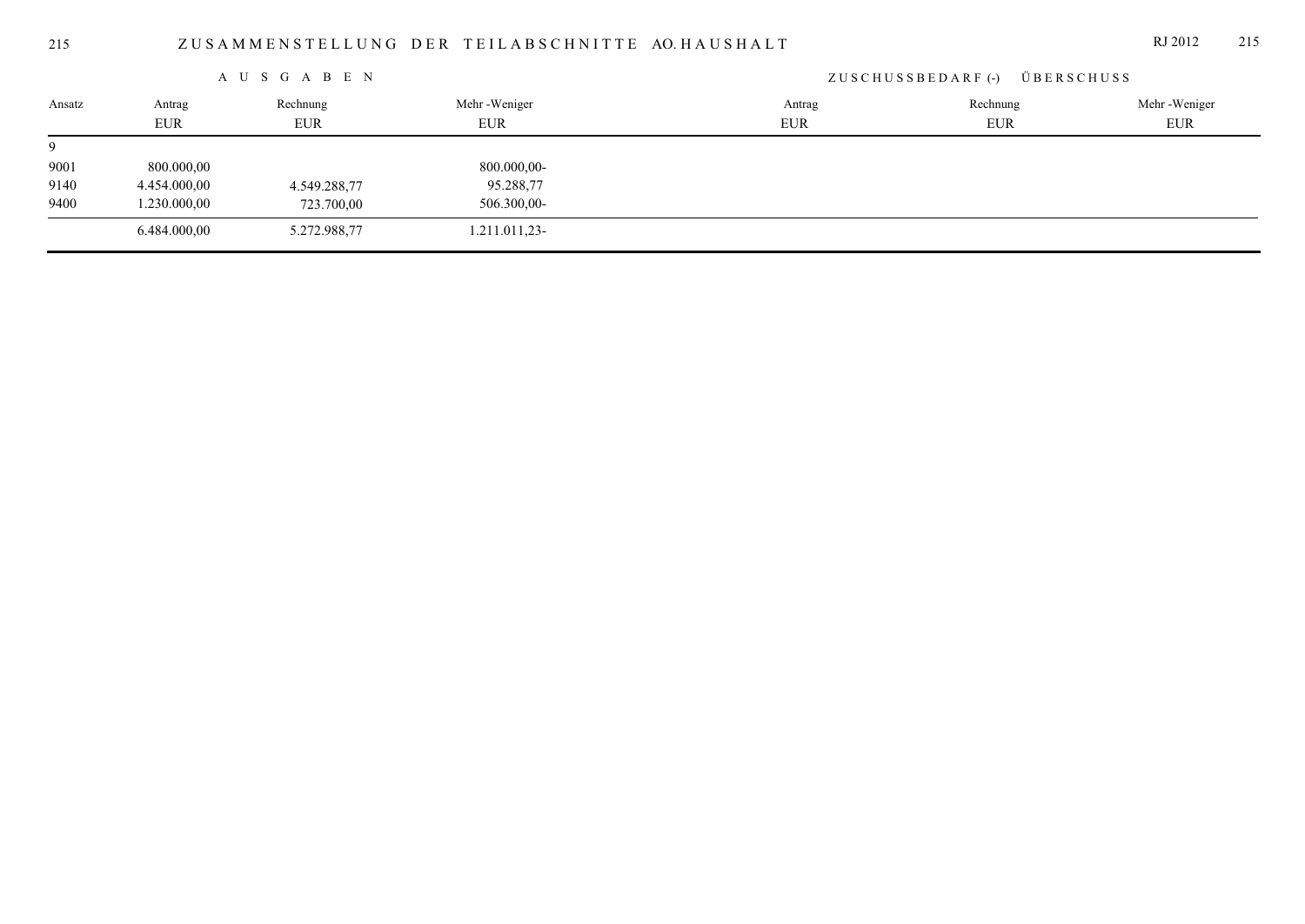# ZUSAMMENSTELLUNG DER TEILABSCHNITTE AO.HAUSHALT

RJ 2012

| | AUSGABEN | | | ZUSCHUSSBEDARF (-) ÜBERSCHUSS | | |
|---|---|---|---|---|---|---|
| Ansatz | Antrag EUR | Rechnung EUR | Mehr -Weniger EUR | Antrag EUR | Rechnung EUR | Mehr -Weniger EUR |
| 9 | | | | | | |
| 9001 | 800.000,00 | | 800.000,00- | | | |
| 9140 | 4.454.000,00 | 4.549.288,77 | 95.288,77 | | | |
| 9400 | 1.230.000,00 | 723.700,00 | 506.300,00- | | | |
| | 6.484.000,00 | 5.272.988,77 | 1.211.011,23- | | | |